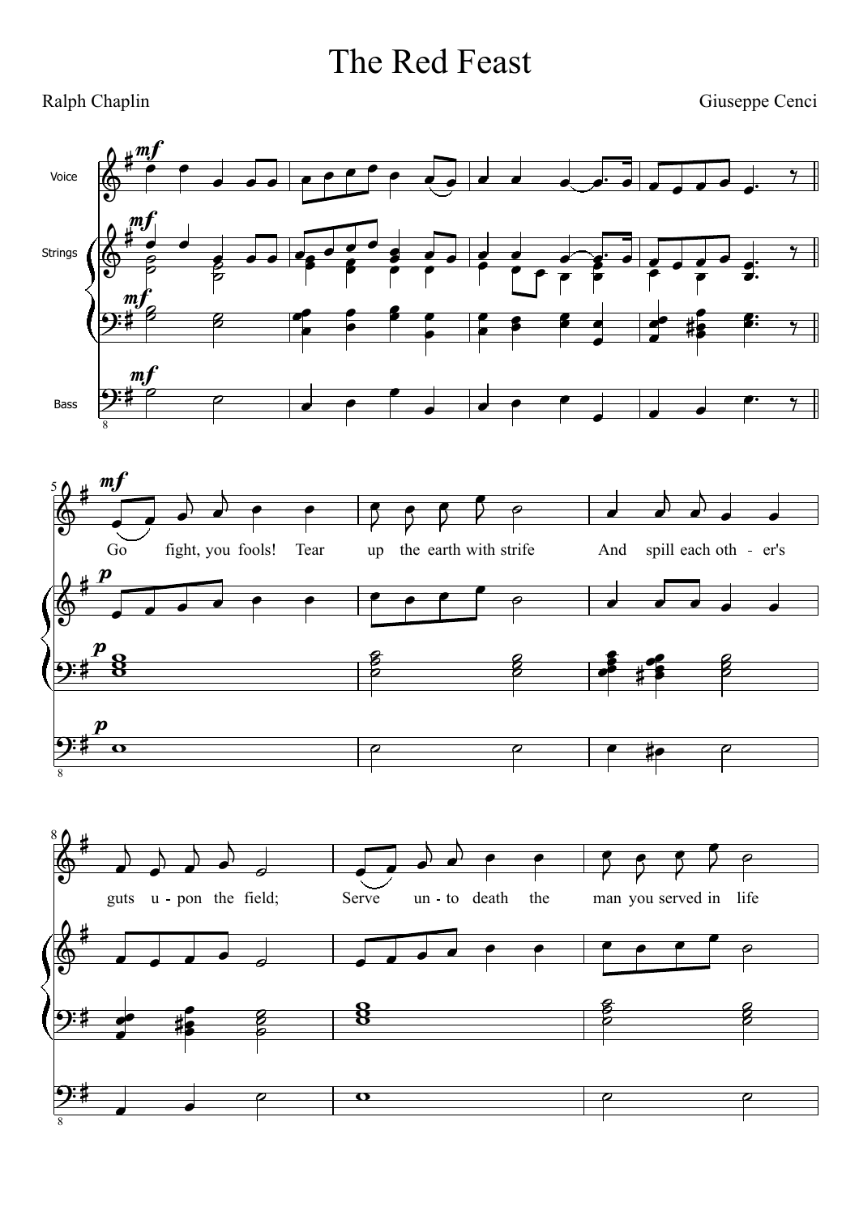# The Red Feast

Ralph Chaplin

Giuseppe Cenci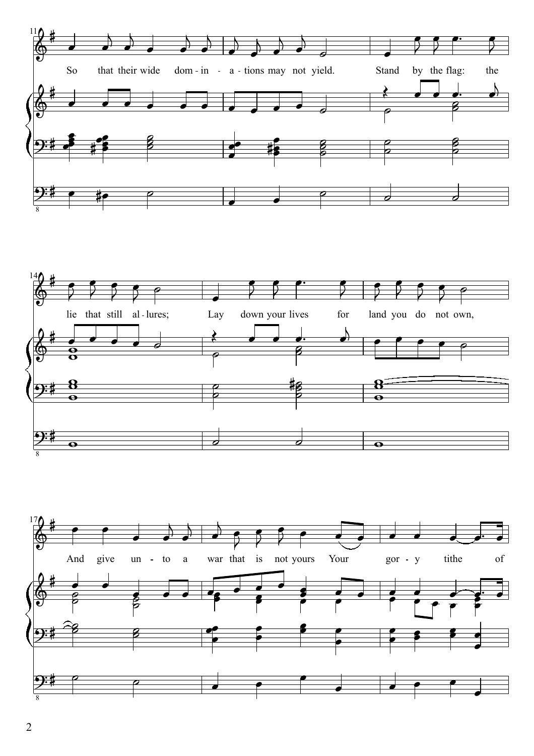So that their wide dom - in - a - tions may not yield. Stand by the flag: the

lie that still al - lures; Lay down your lives for land you do not own,

And give un - to a war that is not yours Your gor - y tithe of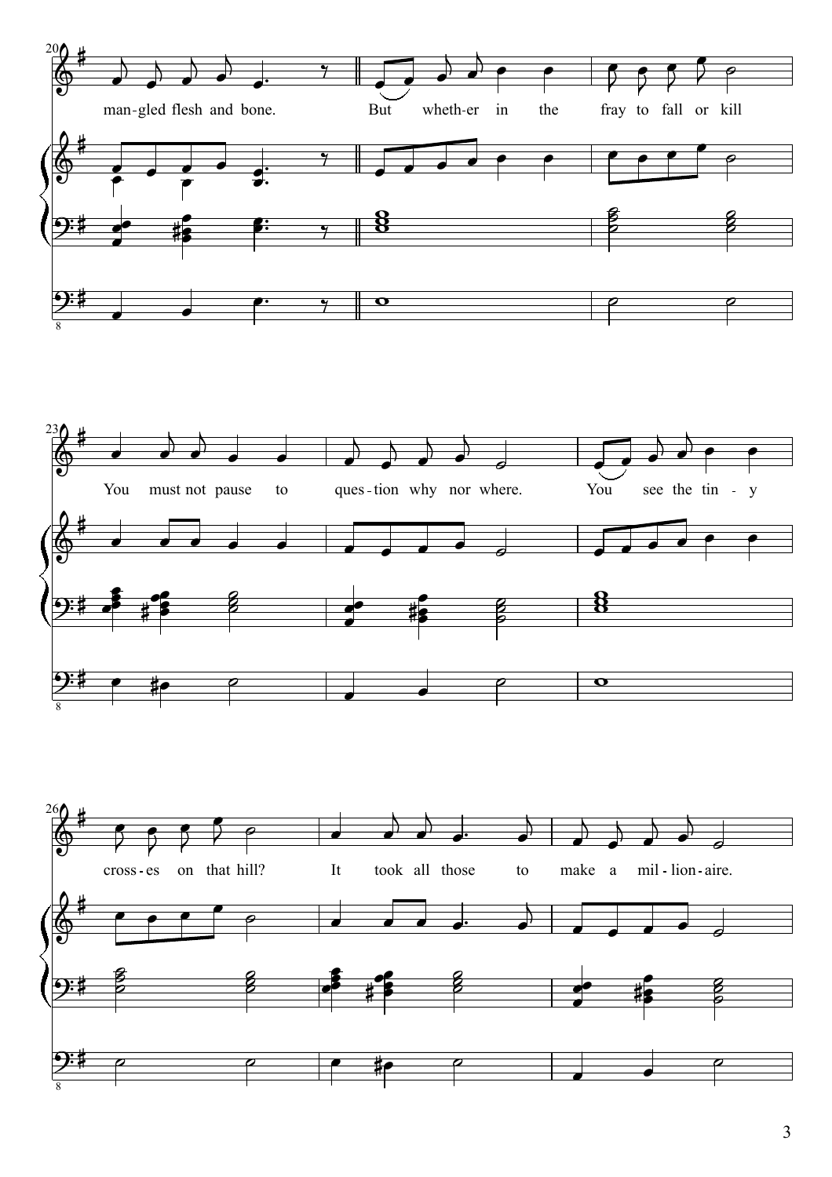man-gled flesh and bone. But wheth-er in the fray to fall or kill

You must not pause to ques-tion why nor where. You see the tin-y

cross-es on that hill? It took all those to make a mil-lion-aire.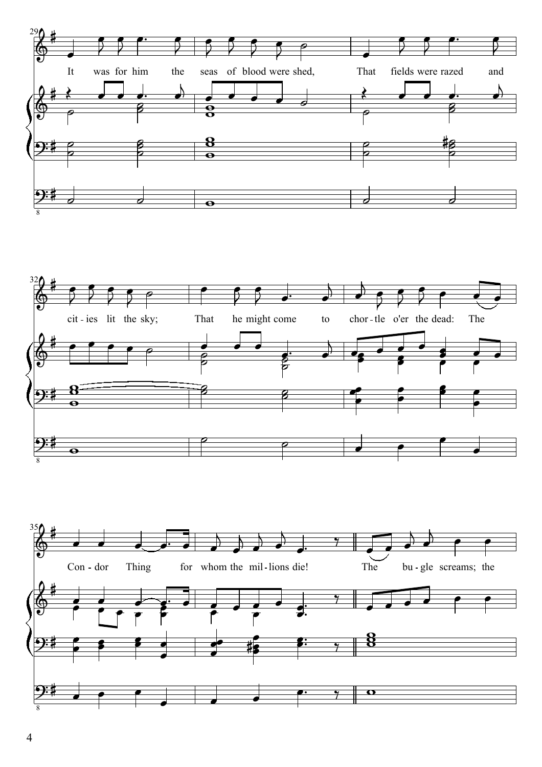It was for him the seas of blood were shed, That fields were razed and cit-ies lit the sky; That he might come to chor-tle o'er the dead: The Con-dor Thing for whom the mil-lions die! The bu-gle screams; the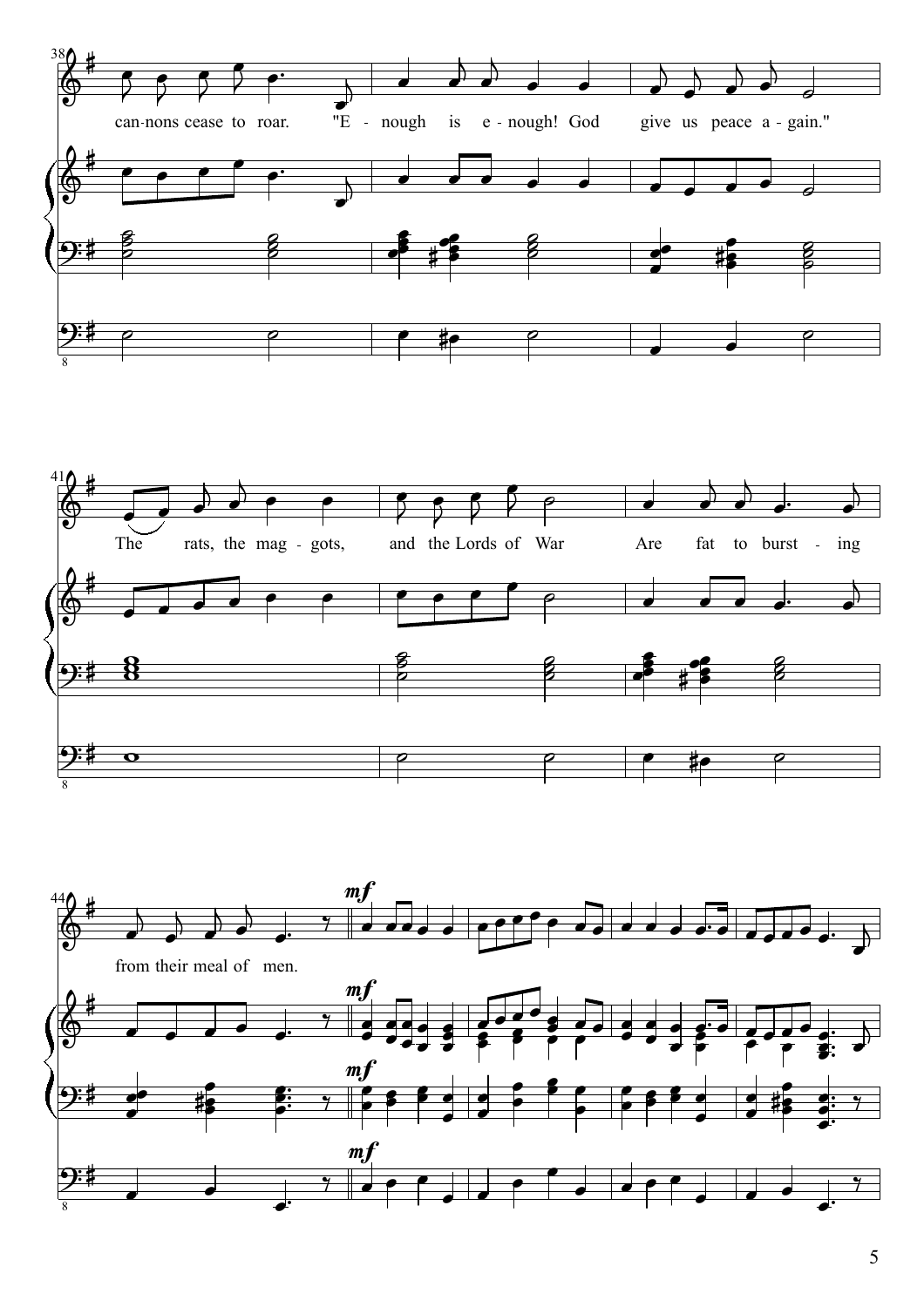38

can-nons cease to roar. "E - nough is e - nough! God give us peace a - gain."

41

The rats, the mag - gots, and the Lords of War Are fat to burst - ing

44

from their meal of men.

*mf*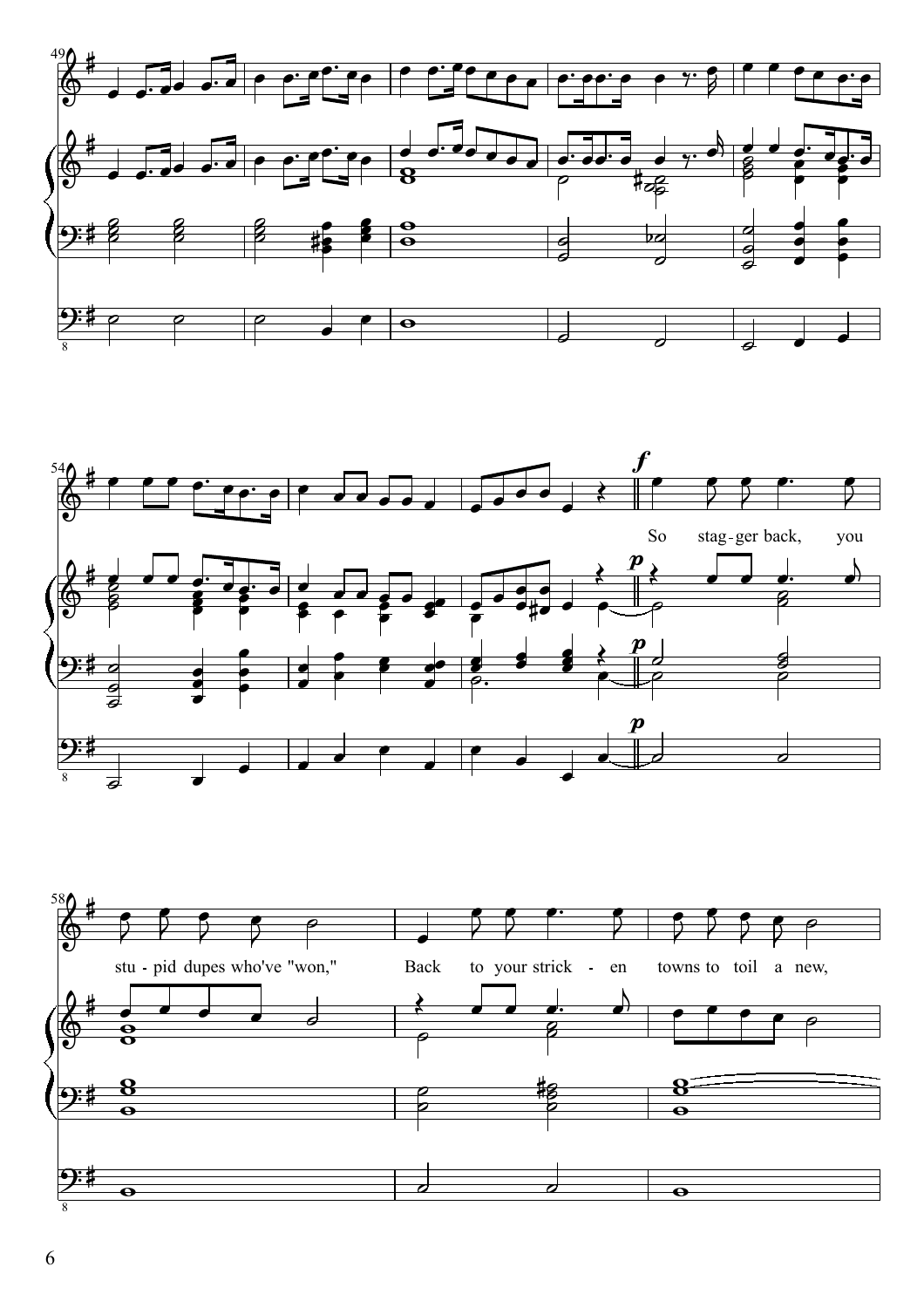So stag-ger back, you stu-pid dupes who've "won," Back to your strick-en towns to toil a new,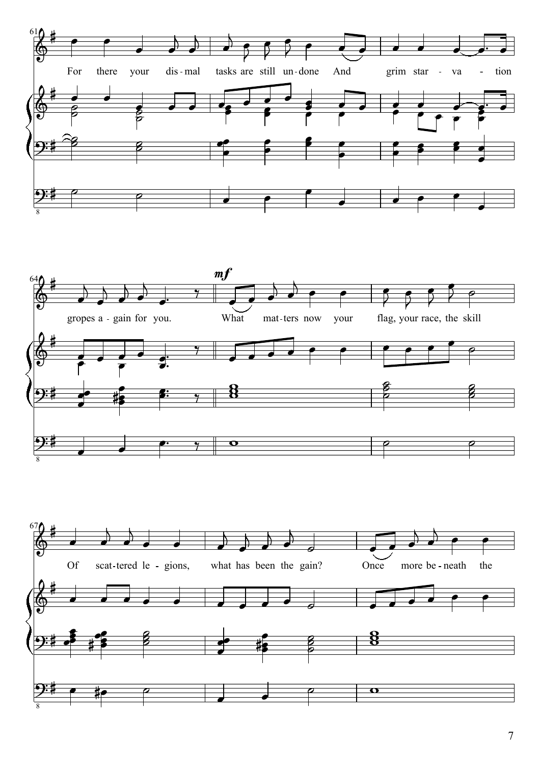61

For there your dis - mal tasks are still un - done And grim star - va - tion

64

*mf*

gropes a - gain for you. What mat - ters now your flag, your race, the skill

67

Of scat - tered le - gions, what has been the gain? Once more be - neath the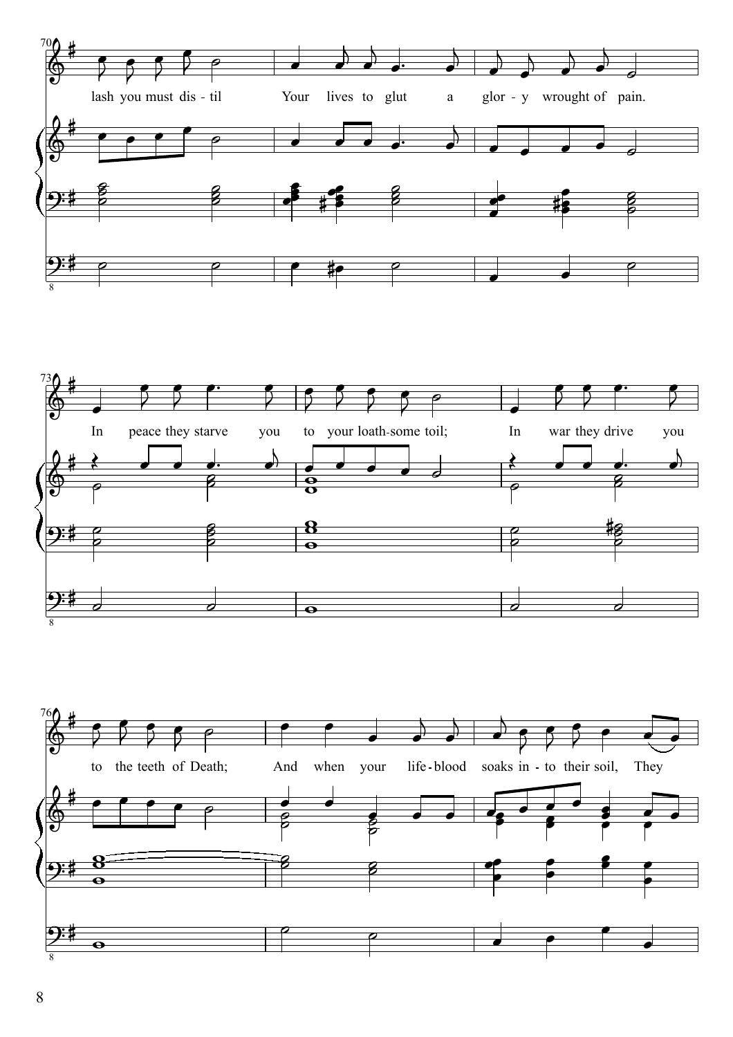lash you must dis - til Your lives to glut a glor - y wrought of pain.

In peace they starve you to your loath-some toil; In war they drive you

to the teeth of Death; And when your life-blood soaks in - to their soil, They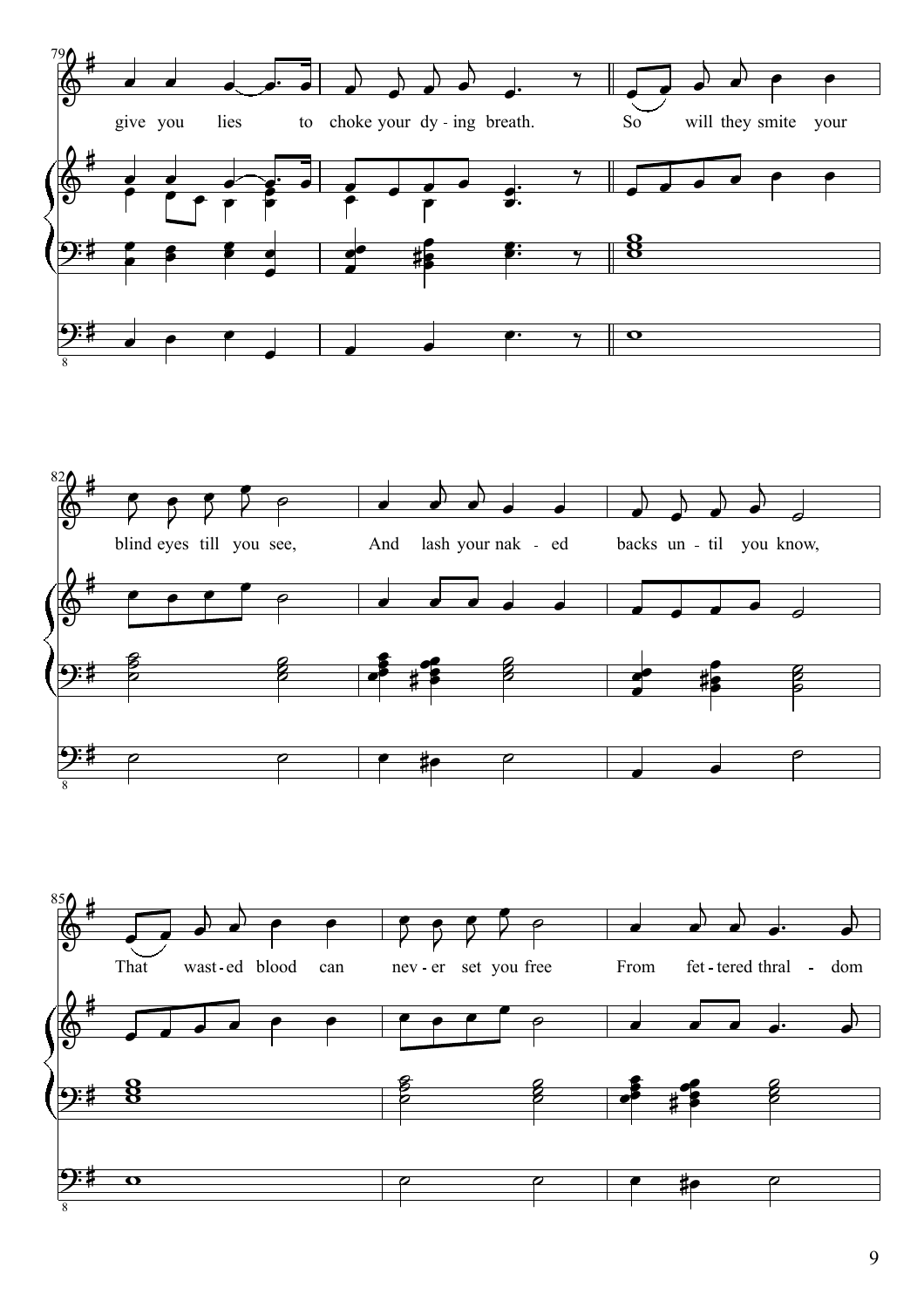79

give you lies to choke your dy - ing breath. So will they smite your

82

blind eyes till you see, And lash your nak - ed backs un - til you know,

85

That wast - ed blood can nev - er set you free From fet - tered thral - dom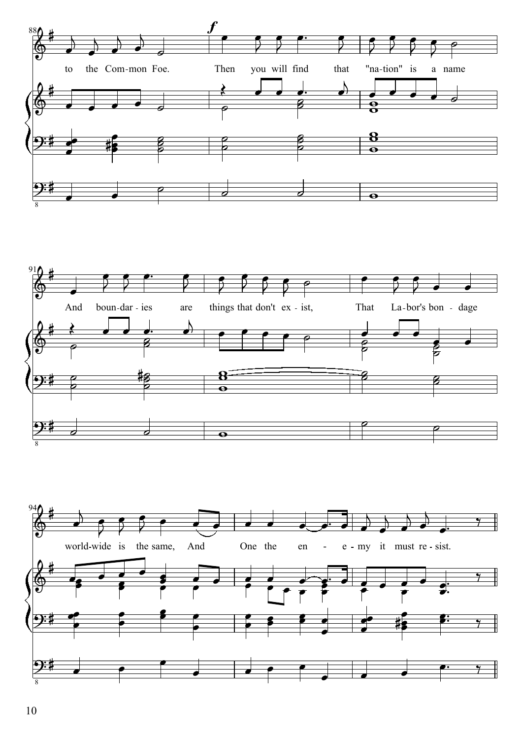88

*f*

to the Com-mon Foe. Then you will find that "na-tion" is a name

91

And boun-dar-ies are things that don't ex-ist, That La-bor's bon-dage

94

world-wide is the same, And One the en-e-my it must re-sist.